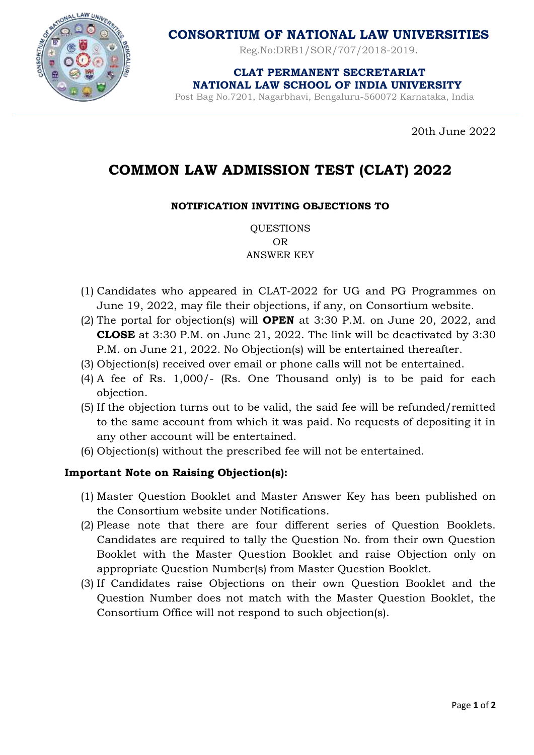**CONSORTIUM OF NATIONAL LAW UNIVERSITIES**

Reg.No:DRB1/SOR/707/2018-2019.

**CLAT PERMANENT SECRETARIAT**
**NATIONAL LAW SCHOOL OF INDIA UNIVERSITY**

Post Bag No.7201, Nagarbhavi, Bengaluru-560072 Karnataka, India

20th June 2022

# COMMON LAW ADMISSION TEST (CLAT) 2022

**NOTIFICATION INVITING OBJECTIONS TO**

QUESTIONS
OR
ANSWER KEY

(1) Candidates who appeared in CLAT-2022 for UG and PG Programmes on June 19, 2022, may file their objections, if any, on Consortium website.
(2) The portal for objection(s) will **OPEN** at 3:30 P.M. on June 20, 2022, and **CLOSE** at 3:30 P.M. on June 21, 2022. The link will be deactivated by 3:30 P.M. on June 21, 2022. No Objection(s) will be entertained thereafter.
(3) Objection(s) received over email or phone calls will not be entertained.
(4) A fee of Rs. 1,000/- (Rs. One Thousand only) is to be paid for each objection.
(5) If the objection turns out to be valid, the said fee will be refunded/remitted to the same account from which it was paid. No requests of depositing it in any other account will be entertained.
(6) Objection(s) without the prescribed fee will not be entertained.

**Important Note on Raising Objection(s):**

(1) Master Question Booklet and Master Answer Key has been published on the Consortium website under Notifications.
(2) Please note that there are four different series of Question Booklets. Candidates are required to tally the Question No. from their own Question Booklet with the Master Question Booklet and raise Objection only on appropriate Question Number(s) from Master Question Booklet.
(3) If Candidates raise Objections on their own Question Booklet and the Question Number does not match with the Master Question Booklet, the Consortium Office will not respond to such objection(s).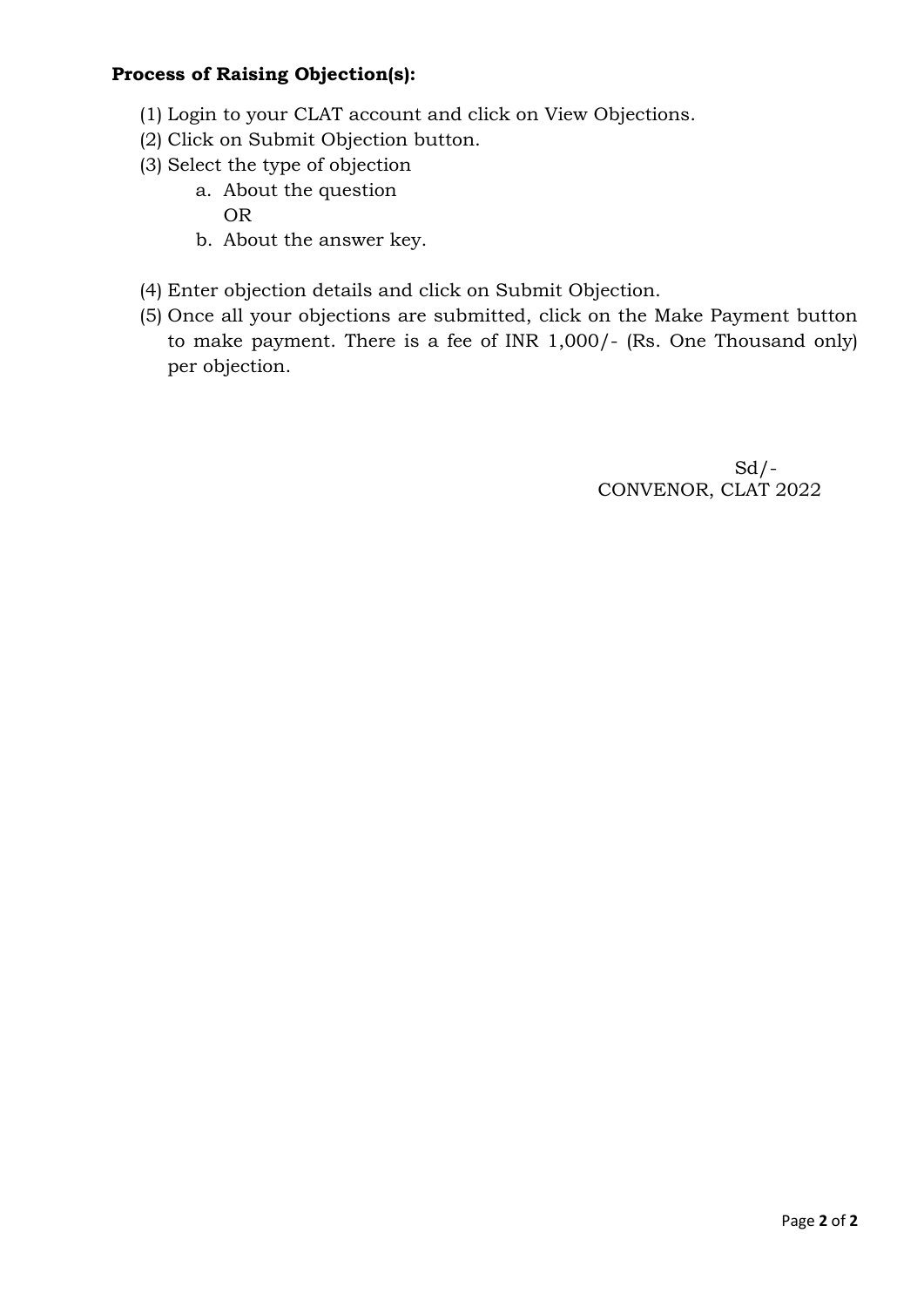**Process of Raising Objection(s):**

(1) Login to your CLAT account and click on View Objections.
(2) Click on Submit Objection button.
(3) Select the type of objection
   a. About the question
      OR
   b. About the answer key.

(4) Enter objection details and click on Submit Objection.
(5) Once all your objections are submitted, click on the Make Payment button to make payment. There is a fee of INR 1,000/- (Rs. One Thousand only) per objection.

Sd/-
CONVENOR, CLAT 2022